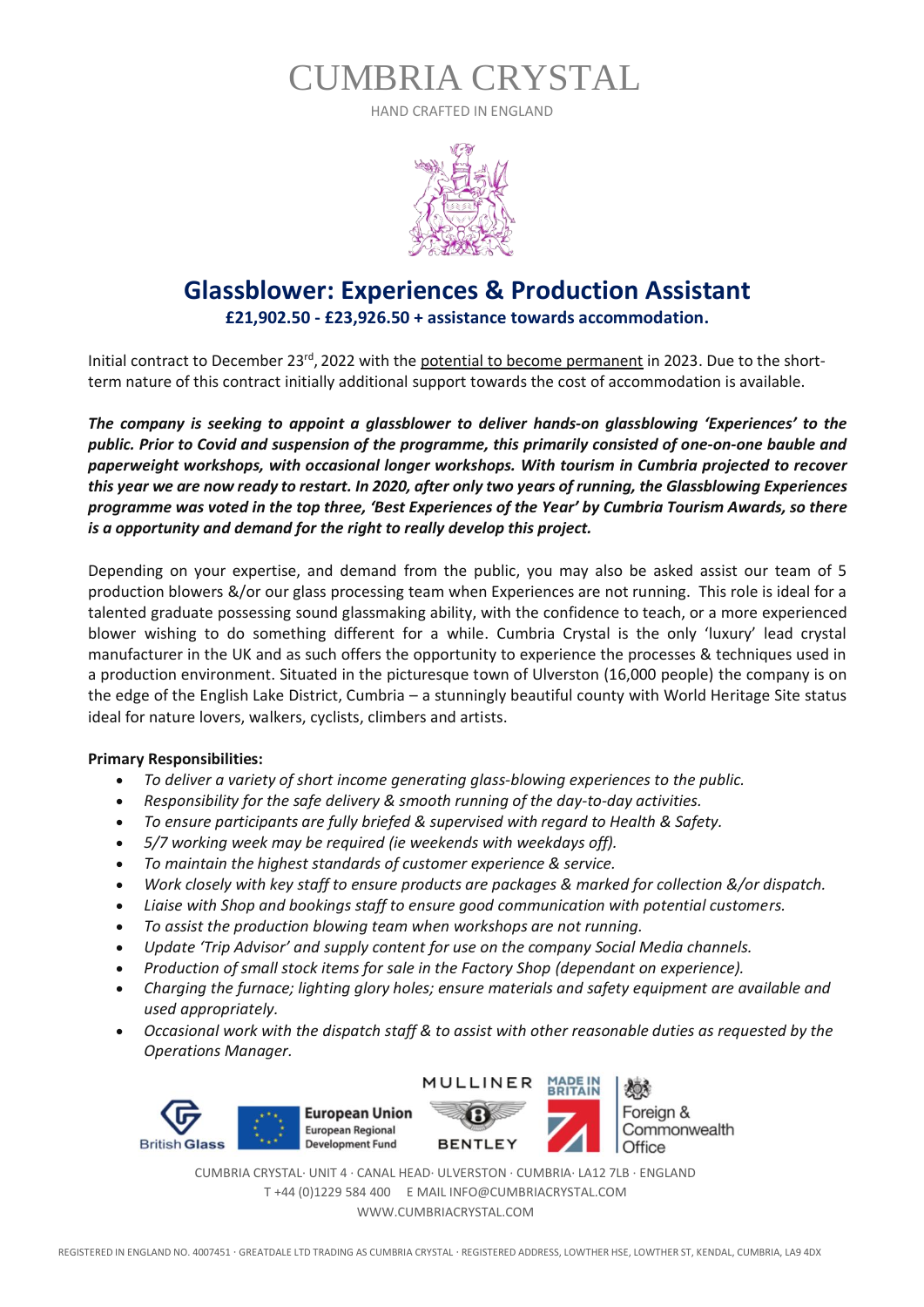# CUMBRIA CRYSTAL

HAND CRAFTED IN ENGLAND

## Glassblower: Experiences & Production Assistant

**£21,902.50 - £23,926.50 + assistance towards accommodation.**

Initial contract to December 23rd, 2022 with the potential to become permanent in 2023. Due to the short-term nature of this contract initially additional support towards the cost of accommodation is available.

***The company is seeking to appoint a glassblower to deliver hands-on glassblowing 'Experiences' to the public. Prior to Covid and suspension of the programme, this primarily consisted of one-on-one bauble and paperweight workshops, with occasional longer workshops. With tourism in Cumbria projected to recover this year we are now ready to restart. In 2020, after only two years of running, the Glassblowing Experiences programme was voted in the top three, 'Best Experiences of the Year' by Cumbria Tourism Awards, so there is a opportunity and demand for the right to really develop this project.***

Depending on your expertise, and demand from the public, you may also be asked assist our team of 5 production blowers &/or our glass processing team when Experiences are not running. This role is ideal for a talented graduate possessing sound glassmaking ability, with the confidence to teach, or a more experienced blower wishing to do something different for a while. Cumbria Crystal is the only 'luxury' lead crystal manufacturer in the UK and as such offers the opportunity to experience the processes & techniques used in a production environment. Situated in the picturesque town of Ulverston (16,000 people) the company is on the edge of the English Lake District, Cumbria – a stunningly beautiful county with World Heritage Site status ideal for nature lovers, walkers, cyclists, climbers and artists.

**Primary Responsibilities:**

- *To deliver a variety of short income generating glass-blowing experiences to the public.*
- *Responsibility for the safe delivery & smooth running of the day-to-day activities.*
- *To ensure participants are fully briefed & supervised with regard to Health & Safety.*
- *5/7 working week may be required (ie weekends with weekdays off).*
- *To maintain the highest standards of customer experience & service.*
- *Work closely with key staff to ensure products are packages & marked for collection &/or dispatch.*
- *Liaise with Shop and bookings staff to ensure good communication with potential customers.*
- *To assist the production blowing team when workshops are not running.*
- *Update 'Trip Advisor' and supply content for use on the company Social Media channels.*
- *Production of small stock items for sale in the Factory Shop (dependant on experience).*
- *Charging the furnace; lighting glory holes; ensure materials and safety equipment are available and used appropriately.*
- *Occasional work with the dispatch staff & to assist with other reasonable duties as requested by the Operations Manager.*

British Glass · European Union European Regional Development Fund · MULLINER BENTLEY · MADE IN BRITAIN · Foreign & Commonwealth Office

CUMBRIA CRYSTAL· UNIT 4 · CANAL HEAD· ULVERSTON · CUMBRIA· LA12 7LB · ENGLAND
T +44 (0)1229 584 400 E MAIL INFO@CUMBRIACRYSTAL.COM
WWW.CUMBRIACRYSTAL.COM

REGISTERED IN ENGLAND NO. 4007451 · GREATDALE LTD TRADING AS CUMBRIA CRYSTAL · REGISTERED ADDRESS, LOWTHER HSE, LOWTHER ST, KENDAL, CUMBRIA, LA9 4DX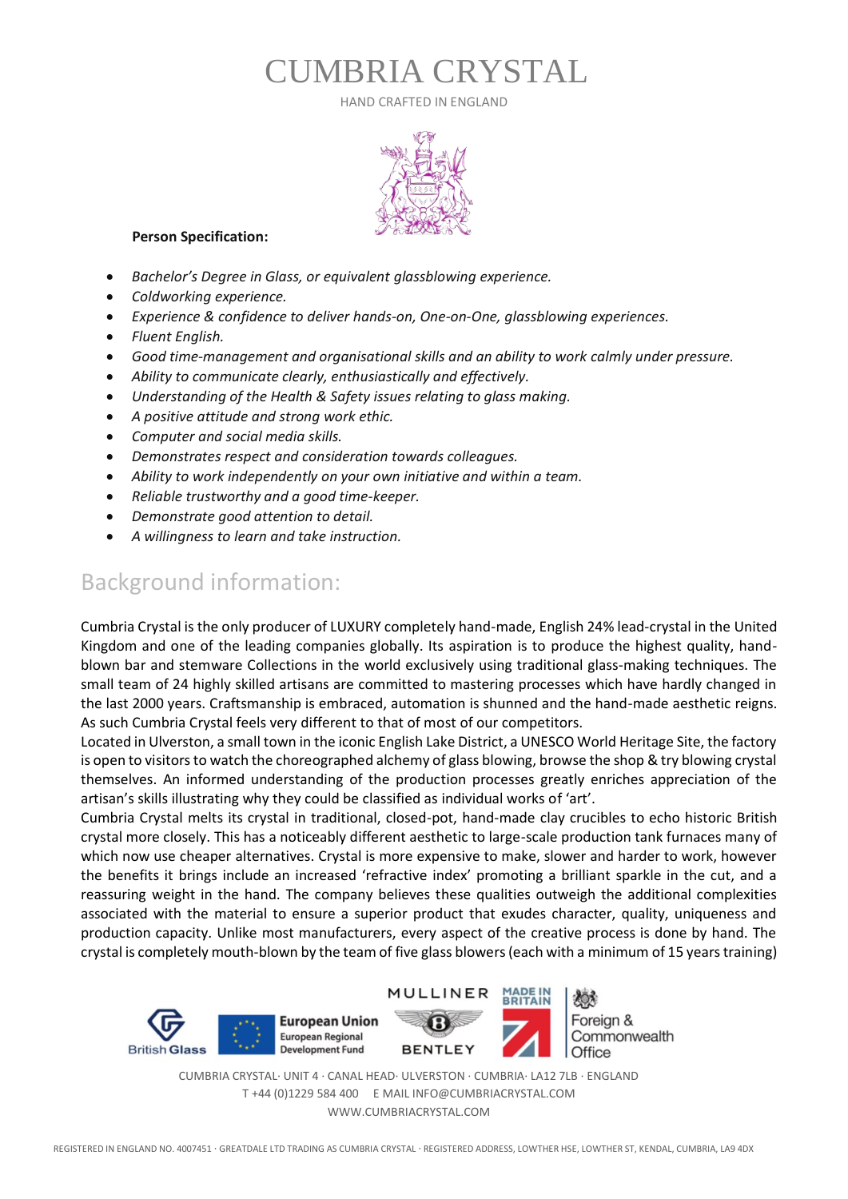# CUMBRIA CRYSTAL

HAND CRAFTED IN ENGLAND

**Person Specification:**

- *Bachelor's Degree in Glass, or equivalent glassblowing experience.*
- *Coldworking experience.*
- *Experience & confidence to deliver hands-on, One-on-One, glassblowing experiences.*
- *Fluent English.*
- *Good time-management and organisational skills and an ability to work calmly under pressure.*
- *Ability to communicate clearly, enthusiastically and effectively.*
- *Understanding of the Health & Safety issues relating to glass making.*
- *A positive attitude and strong work ethic.*
- *Computer and social media skills.*
- *Demonstrates respect and consideration towards colleagues.*
- *Ability to work independently on your own initiative and within a team.*
- *Reliable trustworthy and a good time-keeper.*
- *Demonstrate good attention to detail.*
- *A willingness to learn and take instruction.*

## Background information:

Cumbria Crystal is the only producer of LUXURY completely hand-made, English 24% lead-crystal in the United Kingdom and one of the leading companies globally. Its aspiration is to produce the highest quality, hand-blown bar and stemware Collections in the world exclusively using traditional glass-making techniques. The small team of 24 highly skilled artisans are committed to mastering processes which have hardly changed in the last 2000 years. Craftsmanship is embraced, automation is shunned and the hand-made aesthetic reigns. As such Cumbria Crystal feels very different to that of most of our competitors.

Located in Ulverston, a small town in the iconic English Lake District, a UNESCO World Heritage Site, the factory is open to visitors to watch the choreographed alchemy of glass blowing, browse the shop & try blowing crystal themselves. An informed understanding of the production processes greatly enriches appreciation of the artisan's skills illustrating why they could be classified as individual works of 'art'.

Cumbria Crystal melts its crystal in traditional, closed-pot, hand-made clay crucibles to echo historic British crystal more closely. This has a noticeably different aesthetic to large-scale production tank furnaces many of which now use cheaper alternatives. Crystal is more expensive to make, slower and harder to work, however the benefits it brings include an increased 'refractive index' promoting a brilliant sparkle in the cut, and a reassuring weight in the hand. The company believes these qualities outweigh the additional complexities associated with the material to ensure a superior product that exudes character, quality, uniqueness and production capacity. Unlike most manufacturers, every aspect of the creative process is done by hand. The crystal is completely mouth-blown by the team of five glass blowers (each with a minimum of 15 years training)

British Glass · European Union European Regional Development Fund · MULLINER BENTLEY · MADE IN BRITAIN · Foreign & Commonwealth Office

CUMBRIA CRYSTAL· UNIT 4 · CANAL HEAD· ULVERSTON · CUMBRIA· LA12 7LB · ENGLAND
T +44 (0)1229 584 400 E MAIL INFO@CUMBRIACRYSTAL.COM
WWW.CUMBRIACRYSTAL.COM

REGISTERED IN ENGLAND NO. 4007451 · GREATDALE LTD TRADING AS CUMBRIA CRYSTAL · REGISTERED ADDRESS, LOWTHER HSE, LOWTHER ST, KENDAL, CUMBRIA, LA9 4DX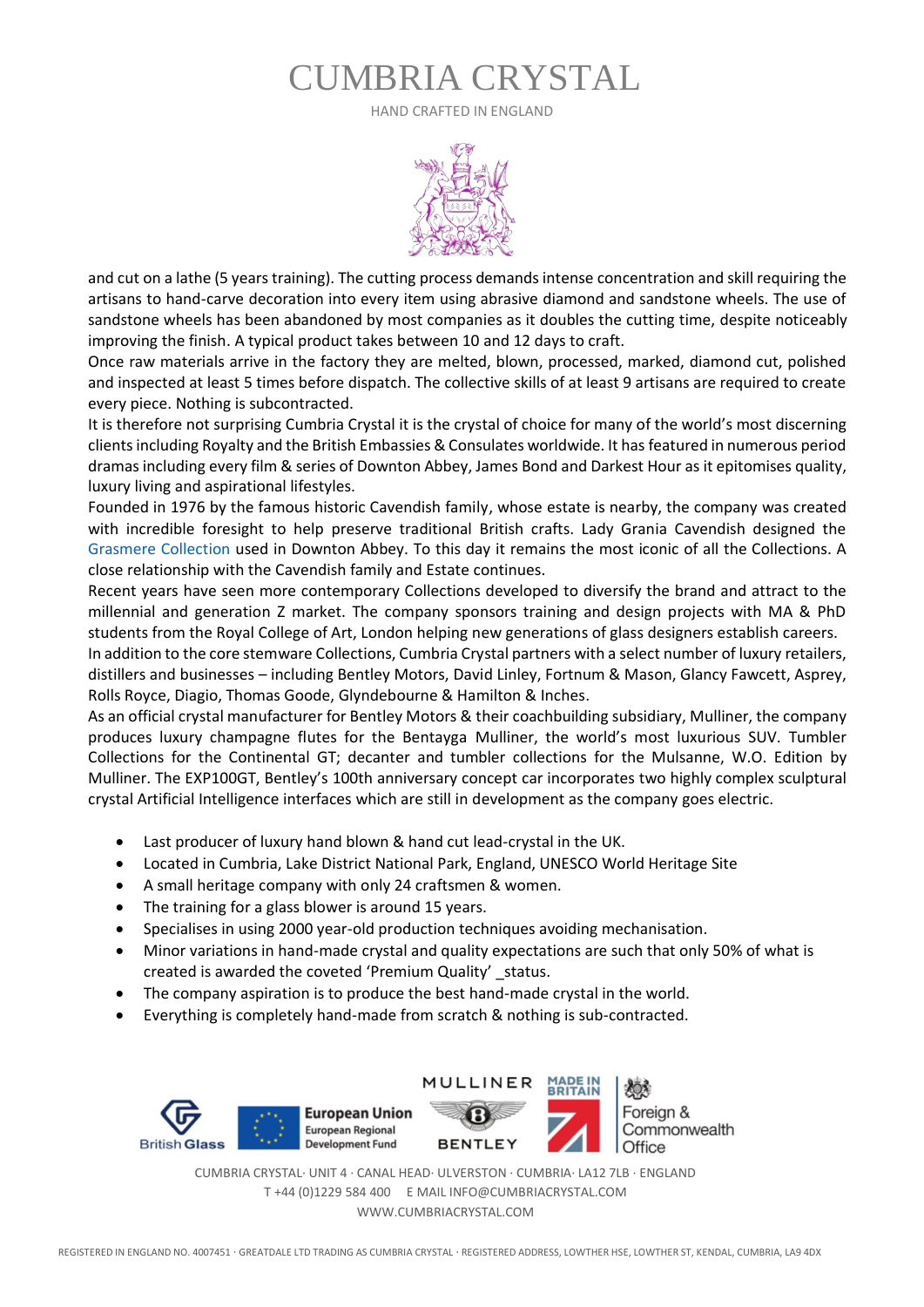and cut on a lathe (5 years training). The cutting process demands intense concentration and skill requiring the artisans to hand-carve decoration into every item using abrasive diamond and sandstone wheels. The use of sandstone wheels has been abandoned by most companies as it doubles the cutting time, despite noticeably improving the finish. A typical product takes between 10 and 12 days to craft.

Once raw materials arrive in the factory they are melted, blown, processed, marked, diamond cut, polished and inspected at least 5 times before dispatch. The collective skills of at least 9 artisans are required to create every piece. Nothing is subcontracted.

It is therefore not surprising Cumbria Crystal it is the crystal of choice for many of the world's most discerning clients including Royalty and the British Embassies & Consulates worldwide. It has featured in numerous period dramas including every film & series of Downton Abbey, James Bond and Darkest Hour as it epitomises quality, luxury living and aspirational lifestyles.

Founded in 1976 by the famous historic Cavendish family, whose estate is nearby, the company was created with incredible foresight to help preserve traditional British crafts. Lady Grania Cavendish designed the Grasmere Collection used in Downton Abbey. To this day it remains the most iconic of all the Collections. A close relationship with the Cavendish family and Estate continues.

Recent years have seen more contemporary Collections developed to diversify the brand and attract to the millennial and generation Z market. The company sponsors training and design projects with MA & PhD students from the Royal College of Art, London helping new generations of glass designers establish careers.

In addition to the core stemware Collections, Cumbria Crystal partners with a select number of luxury retailers, distillers and businesses – including Bentley Motors, David Linley, Fortnum & Mason, Glancy Fawcett, Asprey, Rolls Royce, Diagio, Thomas Goode, Glyndebourne & Hamilton & Inches.

As an official crystal manufacturer for Bentley Motors & their coachbuilding subsidiary, Mulliner, the company produces luxury champagne flutes for the Bentayga Mulliner, the world's most luxurious SUV. Tumbler Collections for the Continental GT; decanter and tumbler collections for the Mulsanne, W.O. Edition by Mulliner. The EXP100GT, Bentley's 100th anniversary concept car incorporates two highly complex sculptural crystal Artificial Intelligence interfaces which are still in development as the company goes electric.

- Last producer of luxury hand blown & hand cut lead-crystal in the UK.
- Located in Cumbria, Lake District National Park, England, UNESCO World Heritage Site
- A small heritage company with only 24 craftsmen & women.
- The training for a glass blower is around 15 years.
- Specialises in using 2000 year-old production techniques avoiding mechanisation.
- Minor variations in hand-made crystal and quality expectations are such that only 50% of what is created is awarded the coveted 'Premium Quality' _status.
- The company aspiration is to produce the best hand-made crystal in the world.
- Everything is completely hand-made from scratch & nothing is sub-contracted.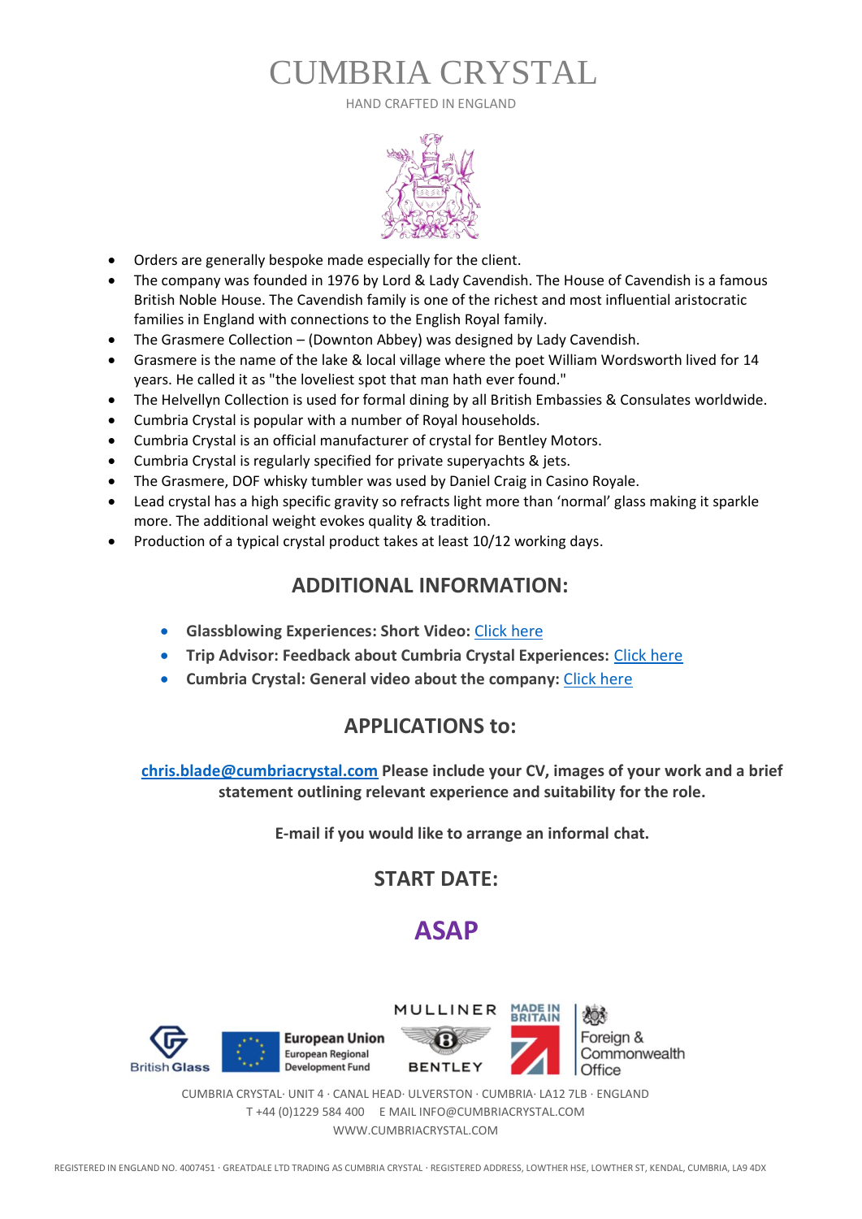# CUMBRIA CRYSTAL

HAND CRAFTED IN ENGLAND

- Orders are generally bespoke made especially for the client.
- The company was founded in 1976 by Lord & Lady Cavendish. The House of Cavendish is a famous British Noble House. The Cavendish family is one of the richest and most influential aristocratic families in England with connections to the English Royal family.
- The Grasmere Collection – (Downton Abbey) was designed by Lady Cavendish.
- Grasmere is the name of the lake & local village where the poet William Wordsworth lived for 14 years. He called it as "the loveliest spot that man hath ever found."
- The Helvellyn Collection is used for formal dining by all British Embassies & Consulates worldwide.
- Cumbria Crystal is popular with a number of Royal households.
- Cumbria Crystal is an official manufacturer of crystal for Bentley Motors.
- Cumbria Crystal is regularly specified for private superyachts & jets.
- The Grasmere, DOF whisky tumbler was used by Daniel Craig in Casino Royale.
- Lead crystal has a high specific gravity so refracts light more than 'normal' glass making it sparkle more. The additional weight evokes quality & tradition.
- Production of a typical crystal product takes at least 10/12 working days.

## ADDITIONAL INFORMATION:

- **Glassblowing Experiences: Short Video:** Click here
- **Trip Advisor: Feedback about Cumbria Crystal Experiences:** Click here
- **Cumbria Crystal: General video about the company:** Click here

## APPLICATIONS to:

**chris.blade@cumbriacrystal.com Please include your CV, images of your work and a brief statement outlining relevant experience and suitability for the role.**

**E-mail if you would like to arrange an informal chat.**

## START DATE:

## ASAP

British Glass · European Union European Regional Development Fund · MULLINER BENTLEY · MADE IN BRITAIN · Foreign & Commonwealth Office

CUMBRIA CRYSTAL· UNIT 4 · CANAL HEAD· ULVERSTON · CUMBRIA· LA12 7LB · ENGLAND
T +44 (0)1229 584 400 E MAIL INFO@CUMBRIACRYSTAL.COM
WWW.CUMBRIACRYSTAL.COM

REGISTERED IN ENGLAND NO. 4007451 · GREATDALE LTD TRADING AS CUMBRIA CRYSTAL · REGISTERED ADDRESS, LOWTHER HSE, LOWTHER ST, KENDAL, CUMBRIA, LA9 4DX